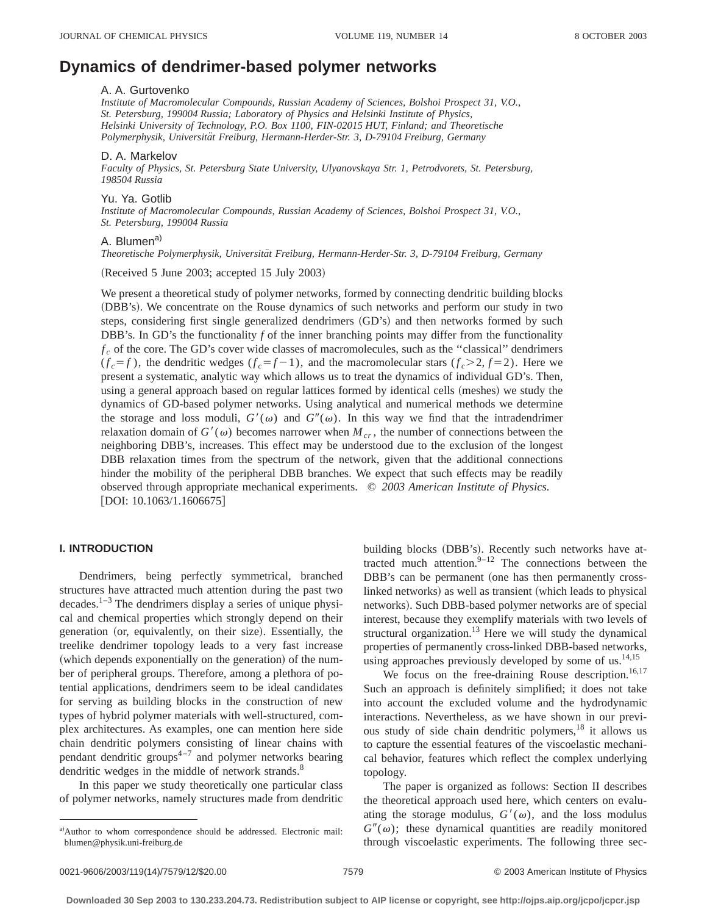# Dynamics of dendrimer-based polymer networks

A. A. Gurtovenko

*Institute of Macromolecular Compounds, Russian Academy of Sciences, Bolshoi Prospect 31, V.O., St. Petersburg, 199004 Russia; Laboratory of Physics and Helsinki Institute of Physics, Helsinki University of Technology, P.O. Box 1100, FIN-02015 HUT, Finland; and Theoretische Polymerphysik, Universität Freiburg, Hermann-Herder-Str. 3, D-79104 Freiburg, Germany*

D. A. Markelov

*Faculty of Physics, St. Petersburg State University, Ulyanovskaya Str. 1, Petrodvorets, St. Petersburg, 198504 Russia*

Yu. Ya. Gotlib

*Institute of Macromolecular Compounds, Russian Academy of Sciences, Bolshoi Prospect 31, V.O., St. Petersburg, 199004 Russia*

A. Blumen[a)]

*Theoretische Polymerphysik, Universität Freiburg, Hermann-Herder-Str. 3, D-79104 Freiburg, Germany*

(Received 5 June 2003; accepted 15 July 2003)

We present a theoretical study of polymer networks, formed by connecting dendritic building blocks (DBB's). We concentrate on the Rouse dynamics of such networks and perform our study in two steps, considering first single generalized dendrimers (GD's) and then networks formed by such DBB's. In GD's the functionality $f$ of the inner branching points may differ from the functionality $f_c$ of the core. The GD's cover wide classes of macromolecules, such as the "classical" dendrimers ($f_c=f$), the dendritic wedges ($f_c=f-1$), and the macromolecular stars ($f_c>2$, $f=2$). Here we present a systematic, analytic way which allows us to treat the dynamics of individual GD's. Then, using a general approach based on regular lattices formed by identical cells (meshes) we study the dynamics of GD-based polymer networks. Using analytical and numerical methods we determine the storage and loss moduli, $G'(\omega)$ and $G''(\omega)$. In this way we find that the intradendrimer relaxation domain of $G'(\omega)$ becomes narrower when $M_{cr}$, the number of connections between the neighboring DBB's, increases. This effect may be understood due to the exclusion of the longest DBB relaxation times from the spectrum of the network, given that the additional connections hinder the mobility of the peripheral DBB branches. We expect that such effects may be readily observed through appropriate mechanical experiments. © *2003 American Institute of Physics.* [DOI: 10.1063/1.1606675]

## I. INTRODUCTION

Dendrimers, being perfectly symmetrical, branched structures have attracted much attention during the past two decades.[1–3] The dendrimers display a series of unique physical and chemical properties which strongly depend on their generation (or, equivalently, on their size). Essentially, the treelike dendrimer topology leads to a very fast increase (which depends exponentially on the generation) of the number of peripheral groups. Therefore, among a plethora of potential applications, dendrimers seem to be ideal candidates for serving as building blocks in the construction of new types of hybrid polymer materials with well-structured, complex architectures. As examples, one can mention here side chain dendritic polymers consisting of linear chains with pendant dendritic groups[4–7] and polymer networks bearing dendritic wedges in the middle of network strands.[8]

In this paper we study theoretically one particular class of polymer networks, namely structures made from dendritic building blocks (DBB's). Recently such networks have attracted much attention.[9–12] The connections between the DBB's can be permanent (one has then permanently cross-linked networks) as well as transient (which leads to physical networks). Such DBB-based polymer networks are of special interest, because they exemplify materials with two levels of structural organization.[13] Here we will study the dynamical properties of permanently cross-linked DBB-based networks, using approaches previously developed by some of us.[14,15]

We focus on the free-draining Rouse description.[16,17] Such an approach is definitely simplified; it does not take into account the excluded volume and the hydrodynamic interactions. Nevertheless, as we have shown in our previous study of side chain dendritic polymers,[18] it allows us to capture the essential features of the viscoelastic mechanical behavior, features which reflect the complex underlying topology.

The paper is organized as follows: Section II describes the theoretical approach used here, which centers on evaluating the storage modulus, $G'(\omega)$, and the loss modulus $G''(\omega)$; these dynamical quantities are readily monitored through viscoelastic experiments. The following three sec-

[a)]Author to whom correspondence should be addressed. Electronic mail: blumen@physik.uni-freiburg.de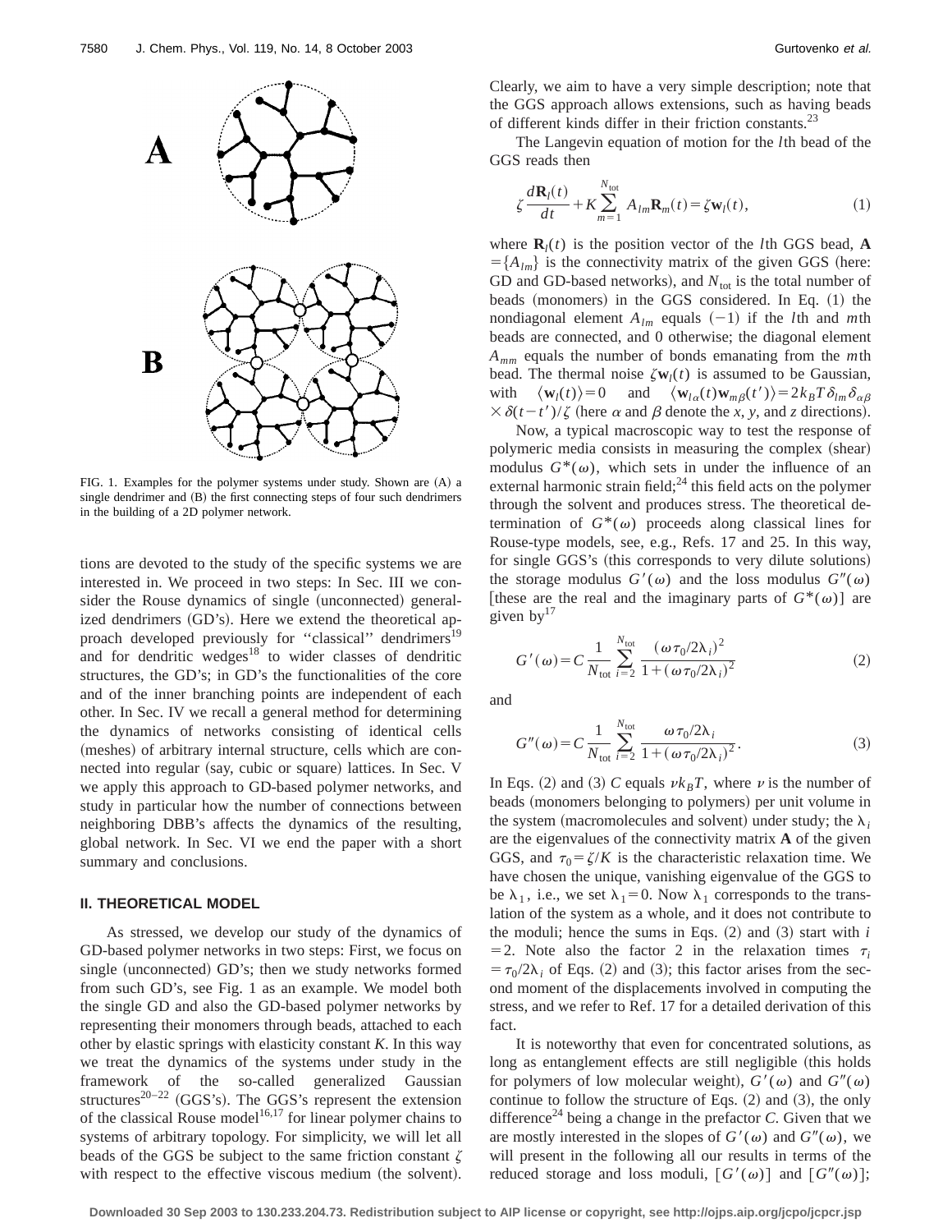FIG. 1. Examples for the polymer systems under study. Shown are (A) a single dendrimer and (B) the first connecting steps of four such dendrimers in the building of a 2D polymer network.

tions are devoted to the study of the specific systems we are interested in. We proceed in two steps: In Sec. III we consider the Rouse dynamics of single (unconnected) generalized dendrimers (GD's). Here we extend the theoretical approach developed previously for ''classical'' dendrimers[19] and for dendritic wedges[18] to wider classes of dendritic structures, the GD's; in GD's the functionalities of the core and of the inner branching points are independent of each other. In Sec. IV we recall a general method for determining the dynamics of networks consisting of identical cells (meshes) of arbitrary internal structure, cells which are connected into regular (say, cubic or square) lattices. In Sec. V we apply this approach to GD-based polymer networks, and study in particular how the number of connections between neighboring DBB's affects the dynamics of the resulting, global network. In Sec. VI we end the paper with a short summary and conclusions.

## II. THEORETICAL MODEL

As stressed, we develop our study of the dynamics of GD-based polymer networks in two steps: First, we focus on single (unconnected) GD's; then we study networks formed from such GD's, see Fig. 1 as an example. We model both the single GD and also the GD-based polymer networks by representing their monomers through beads, attached to each other by elastic springs with elasticity constant $K$. In this way we treat the dynamics of the systems under study in the framework of the so-called generalized Gaussian structures[20–22] (GGS's). The GGS's represent the extension of the classical Rouse model[16,17] for linear polymer chains to systems of arbitrary topology. For simplicity, we will let all beads of the GGS be subject to the same friction constant $\zeta$ with respect to the effective viscous medium (the solvent). Clearly, we aim to have a very simple description; note that the GGS approach allows extensions, such as having beads of different kinds differ in their friction constants.[23]

The Langevin equation of motion for the $l$th bead of the GGS reads then

$$\zeta \frac{d\mathbf{R}_l(t)}{dt} + K \sum_{m=1}^{N_{\text{tot}}} A_{lm} \mathbf{R}_m(t) = \zeta \mathbf{w}_l(t), \tag{1}$$

where $\mathbf{R}_l(t)$ is the position vector of the $l$th GGS bead, $\mathbf{A} = \{A_{lm}\}$ is the connectivity matrix of the given GGS (here: GD and GD-based networks), and $N_{\text{tot}}$ is the total number of beads (monomers) in the GGS considered. In Eq. (1) the nondiagonal element $A_{lm}$ equals $(-1)$ if the $l$th and $m$th beads are connected, and 0 otherwise; the diagonal element $A_{mm}$ equals the number of bonds emanating from the $m$th bead. The thermal noise $\zeta \mathbf{w}_l(t)$ is assumed to be Gaussian, with $\langle \mathbf{w}_l(t) \rangle = 0$ and $\langle \mathbf{w}_{l\alpha}(t) \mathbf{w}_{m\beta}(t') \rangle = 2 k_B T \delta_{lm} \delta_{\alpha\beta} \times \delta(t-t')/\zeta$ (here $\alpha$ and $\beta$ denote the $x$, $y$, and $z$ directions).

Now, a typical macroscopic way to test the response of polymeric media consists in measuring the complex (shear) modulus $G^*(\omega)$, which sets in under the influence of an external harmonic strain field;[24] this field acts on the polymer through the solvent and produces stress. The theoretical determination of $G^*(\omega)$ proceeds along classical lines for Rouse-type models, see, e.g., Refs. 17 and 25. In this way, for single GGS's (this corresponds to very dilute solutions) the storage modulus $G'(\omega)$ and the loss modulus $G''(\omega)$ [these are the real and the imaginary parts of $G^*(\omega)$] are given by[17]

$$G'(\omega) = C \frac{1}{N_{\text{tot}}} \sum_{i=2}^{N_{\text{tot}}} \frac{(\omega \tau_0 / 2\lambda_i)^2}{1 + (\omega \tau_0 / 2\lambda_i)^2} \tag{2}$$

and

$$G''(\omega) = C \frac{1}{N_{\text{tot}}} \sum_{i=2}^{N_{\text{tot}}} \frac{\omega \tau_0 / 2\lambda_i}{1 + (\omega \tau_0 / 2\lambda_i)^2}. \tag{3}$$

In Eqs. (2) and (3) $C$ equals $\nu k_B T$, where $\nu$ is the number of beads (monomers belonging to polymers) per unit volume in the system (macromolecules and solvent) under study; the $\lambda_i$ are the eigenvalues of the connectivity matrix $\mathbf{A}$ of the given GGS, and $\tau_0 = \zeta/K$ is the characteristic relaxation time. We have chosen the unique, vanishing eigenvalue of the GGS to be $\lambda_1$, i.e., we set $\lambda_1 = 0$. Now $\lambda_1$ corresponds to the translation of the system as a whole, and it does not contribute to the moduli; hence the sums in Eqs. (2) and (3) start with $i = 2$. Note also the factor 2 in the relaxation times $\tau_i = \tau_0 / 2\lambda_i$ of Eqs. (2) and (3); this factor arises from the second moment of the displacements involved in computing the stress, and we refer to Ref. 17 for a detailed derivation of this fact.

It is noteworthy that even for concentrated solutions, as long as entanglement effects are still negligible (this holds for polymers of low molecular weight), $G'(\omega)$ and $G''(\omega)$ continue to follow the structure of Eqs. (2) and (3), the only difference[24] being a change in the prefactor $C$. Given that we are mostly interested in the slopes of $G'(\omega)$ and $G''(\omega)$, we will present in the following all our results in terms of the reduced storage and loss moduli, $[G'(\omega)]$ and $[G''(\omega)]$;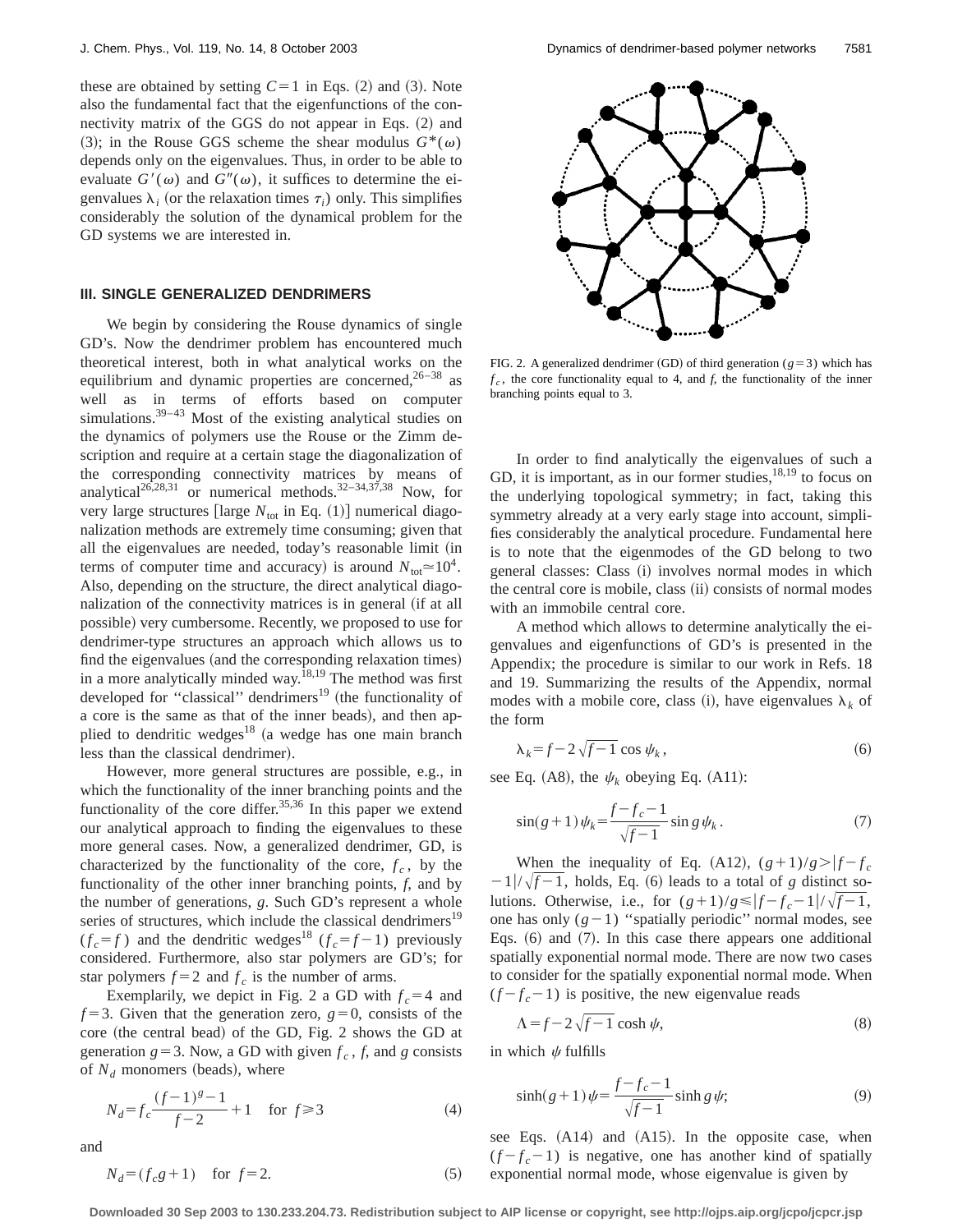these are obtained by setting $C=1$ in Eqs. (2) and (3). Note also the fundamental fact that the eigenfunctions of the connectivity matrix of the GGS do not appear in Eqs. (2) and (3); in the Rouse GGS scheme the shear modulus $G^*(\omega)$ depends only on the eigenvalues. Thus, in order to be able to evaluate $G'(\omega)$ and $G''(\omega)$, it suffices to determine the eigenvalues $\lambda_i$ (or the relaxation times $\tau_i$) only. This simplifies considerably the solution of the dynamical problem for the GD systems we are interested in.

### III. SINGLE GENERALIZED DENDRIMERS

We begin by considering the Rouse dynamics of single GD's. Now the dendrimer problem has encountered much theoretical interest, both in what analytical works on the equilibrium and dynamic properties are concerned,[26–38] as well as in terms of efforts based on computer simulations.[39–43] Most of the existing analytical studies on the dynamics of polymers use the Rouse or the Zimm description and require at a certain stage the diagonalization of the corresponding connectivity matrices by means of analytical[26,28,31] or numerical methods.[32–34,37,38] Now, for very large structures [large $N_{\text{tot}}$ in Eq. (1)] numerical diagonalization methods are extremely time consuming; given that all the eigenvalues are needed, today's reasonable limit (in terms of computer time and accuracy) is around $N_{\text{tot}} \simeq 10^4$. Also, depending on the structure, the direct analytical diagonalization of the connectivity matrices is in general (if at all possible) very cumbersome. Recently, we proposed to use for dendrimer-type structures an approach which allows us to find the eigenvalues (and the corresponding relaxation times) in a more analytically minded way.[18,19] The method was first developed for "classical" dendrimers[19] (the functionality of a core is the same as that of the inner beads), and then applied to dendritic wedges[18] (a wedge has one main branch less than the classical dendrimer).

However, more general structures are possible, e.g., in which the functionality of the inner branching points and the functionality of the core differ.[35,36] In this paper we extend our analytical approach to finding the eigenvalues to these more general cases. Now, a generalized dendrimer, GD, is characterized by the functionality of the core, $f_c$, by the functionality of the other inner branching points, $f$, and by the number of generations, $g$. Such GD's represent a whole series of structures, which include the classical dendrimers[19] ($f_c=f$) and the dendritic wedges[18] ($f_c=f-1$) previously considered. Furthermore, also star polymers are GD's; for star polymers $f=2$ and $f_c$ is the number of arms.

Exemplarily, we depict in Fig. 2 a GD with $f_c=4$ and $f=3$. Given that the generation zero, $g=0$, consists of the core (the central bead) of the GD, Fig. 2 shows the GD at generation $g=3$. Now, a GD with given $f_c$, $f$, and $g$ consists of $N_d$ monomers (beads), where

$$N_d=f_c\frac{(f-1)^g-1}{f-2}+1 \quad \text{for } f\geqslant 3 \tag{4}$$

and

$$N_d=(f_c g+1) \quad \text{for } f=2. \tag{5}$$

FIG. 2. A generalized dendrimer (GD) of third generation ($g=3$) which has $f_c$, the core functionality equal to 4, and $f$, the functionality of the inner branching points equal to 3.

In order to find analytically the eigenvalues of such a GD, it is important, as in our former studies,[18,19] to focus on the underlying topological symmetry; in fact, taking this symmetry already at a very early stage into account, simplifies considerably the analytical procedure. Fundamental here is to note that the eigenmodes of the GD belong to two general classes: Class (i) involves normal modes in which the central core is mobile, class (ii) consists of normal modes with an immobile central core.

A method which allows to determine analytically the eigenvalues and eigenfunctions of GD's is presented in the Appendix; the procedure is similar to our work in Refs. 18 and 19. Summarizing the results of the Appendix, normal modes with a mobile core, class (i), have eigenvalues $\lambda_k$ of the form

$$\lambda_k=f-2\sqrt{f-1}\cos\psi_k, \tag{6}$$

see Eq. (A8), the $\psi_k$ obeying Eq. (A11):

$$\sin(g+1)\psi_k=\frac{f-f_c-1}{\sqrt{f-1}}\sin g\psi_k. \tag{7}$$

When the inequality of Eq. (A12), $(g+1)/g>|f-f_c-1|/\sqrt{f-1}$, holds, Eq. (6) leads to a total of $g$ distinct solutions. Otherwise, i.e., for $(g+1)/g\leqslant|f-f_c-1|/\sqrt{f-1}$, one has only $(g-1)$ "spatially periodic" normal modes, see Eqs. (6) and (7). In this case there appears one additional spatially exponential normal mode. There are now two cases to consider for the spatially exponential normal mode. When $(f-f_c-1)$ is positive, the new eigenvalue reads

$$\Lambda=f-2\sqrt{f-1}\cosh\psi, \tag{8}$$

in which $\psi$ fulfills

$$\sinh(g+1)\psi=\frac{f-f_c-1}{\sqrt{f-1}}\sinh g\psi; \tag{9}$$

see Eqs. (A14) and (A15). In the opposite case, when $(f-f_c-1)$ is negative, one has another kind of spatially exponential normal mode, whose eigenvalue is given by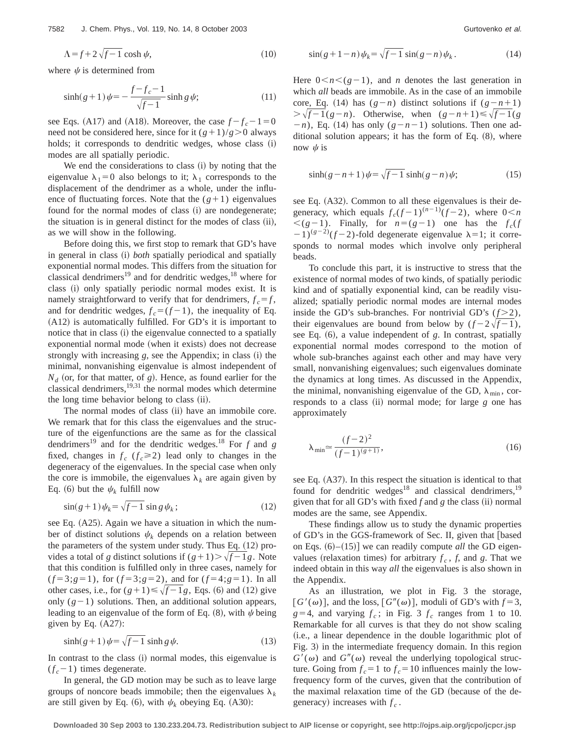$$\Lambda = f + 2\sqrt{f-1}\cosh\psi, \tag{10}$$

where $\psi$ is determined from

$$\sinh(g+1)\psi = -\frac{f-f_c-1}{\sqrt{f-1}}\sinh g\psi; \tag{11}$$

see Eqs. (A17) and (A18). Moreover, the case $f-f_c-1=0$ need not be considered here, since for it $(g+1)/g>0$ always holds; it corresponds to dendritic wedges, whose class (i) modes are all spatially periodic.

We end the considerations to class (i) by noting that the eigenvalue $\lambda_1=0$ also belongs to it; $\lambda_1$ corresponds to the displacement of the dendrimer as a whole, under the influence of fluctuating forces. Note that the $(g+1)$ eigenvalues found for the normal modes of class (i) are nondegenerate; the situation is in general distinct for the modes of class (ii), as we will show in the following.

Before doing this, we first stop to remark that GD's have in general in class (i) *both* spatially periodical and spatially exponential normal modes. This differs from the situation for classical dendrimers[19] and for dendritic wedges,[18] where for class (i) only spatially periodic normal modes exist. It is namely straightforward to verify that for dendrimers, $f_c=f$, and for dendritic wedges, $f_c=(f-1)$, the inequality of Eq. (A12) is automatically fulfilled. For GD's it is important to notice that in class (i) the eigenvalue connected to a spatially exponential normal mode (when it exists) does not decrease strongly with increasing $g$, see the Appendix; in class (i) the minimal, nonvanishing eigenvalue is almost independent of $N_d$ (or, for that matter, of $g$). Hence, as found earlier for the classical dendrimers,[19,31] the normal modes which determine the long time behavior belong to class (ii).

The normal modes of class (ii) have an immobile core. We remark that for this class the eigenvalues and the structure of the eigenfunctions are the same as for the classical dendrimers[19] and for the dendritic wedges.[18] For $f$ and $g$ fixed, changes in $f_c$ ($f_c\geqslant 2$) lead only to changes in the degeneracy of the eigenvalues. In the special case when only the core is immobile, the eigenvalues $\lambda_k$ are again given by Eq. (6) but the $\psi_k$ fulfill now

$$\sin(g+1)\psi_k = \sqrt{f-1}\sin g\psi_k; \tag{12}$$

see Eq. (A25). Again we have a situation in which the number of distinct solutions $\psi_k$ depends on a relation between the parameters of the system under study. Thus Eq. (12) provides a total of $g$ distinct solutions if $(g+1)>\sqrt{f-1}g$. Note that this condition is fulfilled only in three cases, namely for $(f=3;g=1)$, for $(f=3;g=2)$, and for $(f=4;g=1)$. In all other cases, i.e., for $(g+1)\leqslant\sqrt{f-1}g$, Eqs. (6) and (12) give only $(g-1)$ solutions. Then, an additional solution appears, leading to an eigenvalue of the form of Eq. (8), with $\psi$ being given by Eq. (A27):

$$\sinh(g+1)\psi = \sqrt{f-1}\sinh g\psi. \tag{13}$$

In contrast to the class (i) normal modes, this eigenvalue is $(f_c-1)$ times degenerate.

In general, the GD motion may be such as to leave large groups of noncore beads immobile; then the eigenvalues $\lambda_k$ are still given by Eq. (6), with $\psi_k$ obeying Eq. (A30):

$$\sin(g+1-n)\psi_k = \sqrt{f-1}\sin(g-n)\psi_k. \tag{14}$$

Here $0<n<(g-1)$, and $n$ denotes the last generation in which *all* beads are immobile. As in the case of an immobile core, Eq. (14) has $(g-n)$ distinct solutions if $(g-n+1)>\sqrt{f-1}(g-n)$. Otherwise, when $(g-n+1)\leqslant\sqrt{f-1}(g-n)$, Eq. (14) has only $(g-n-1)$ solutions. Then one additional solution appears; it has the form of Eq. (8), where now $\psi$ is

$$\sinh(g-n+1)\psi = \sqrt{f-1}\sinh(g-n)\psi; \tag{15}$$

see Eq. (A32). Common to all these eigenvalues is their degeneracy, which equals $f_c(f-1)^{(n-1)}(f-2)$, where $0<n<(g-1)$. Finally, for $n=(g-1)$ one has the $f_c(f-1)^{(g-2)}(f-2)$-fold degenerate eigenvalue $\lambda=1$; it corresponds to normal modes which involve only peripheral beads.

To conclude this part, it is instructive to stress that the existence of normal modes of two kinds, of spatially periodic kind and of spatially exponential kind, can be readily visualized; spatially periodic normal modes are internal modes inside the GD's sub-branches. For nontrivial GD's ($f>2$), their eigenvalues are bound from below by $(f-2\sqrt{f-1})$, see Eq. (6), a value independent of $g$. In contrast, spatially exponential normal modes correspond to the motion of whole sub-branches against each other and may have very small, nonvanishing eigenvalues; such eigenvalues dominate the dynamics at long times. As discussed in the Appendix, the minimal, nonvanishing eigenvalue of the GD, $\lambda_{\min}$, corresponds to a class (ii) normal mode; for large $g$ one has approximately

$$\lambda_{\min} \simeq \frac{(f-2)^2}{(f-1)^{(g+1)}}, \tag{16}$$

see Eq. (A37). In this respect the situation is identical to that found for dendritic wedges[18] and classical dendrimers,[19] given that for all GD's with fixed $f$ and $g$ the class (ii) normal modes are the same, see Appendix.

These findings allow us to study the dynamic properties of GD's in the GGS-framework of Sec. II, given that [based on Eqs. (6)–(15)] we can readily compute *all* the GD eigenvalues (relaxation times) for arbitrary $f_c$, $f$, and $g$. That we indeed obtain in this way *all* the eigenvalues is also shown in the Appendix.

As an illustration, we plot in Fig. 3 the storage, $[G'(\omega)]$, and the loss, $[G''(\omega)]$, moduli of GD's with $f=3$, $g=4$, and varying $f_c$; in Fig. 3 $f_c$ ranges from 1 to 10. Remarkable for all curves is that they do not show scaling (i.e., a linear dependence in the double logarithmic plot of Fig. 3) in the intermediate frequency domain. In this region $G'(\omega)$ and $G''(\omega)$ reveal the underlying topological structure. Going from $f_c=1$ to $f_c=10$ influences mainly the low-frequency form of the curves, given that the contribution of the maximal relaxation time of the GD (because of the degeneracy) increases with $f_c$.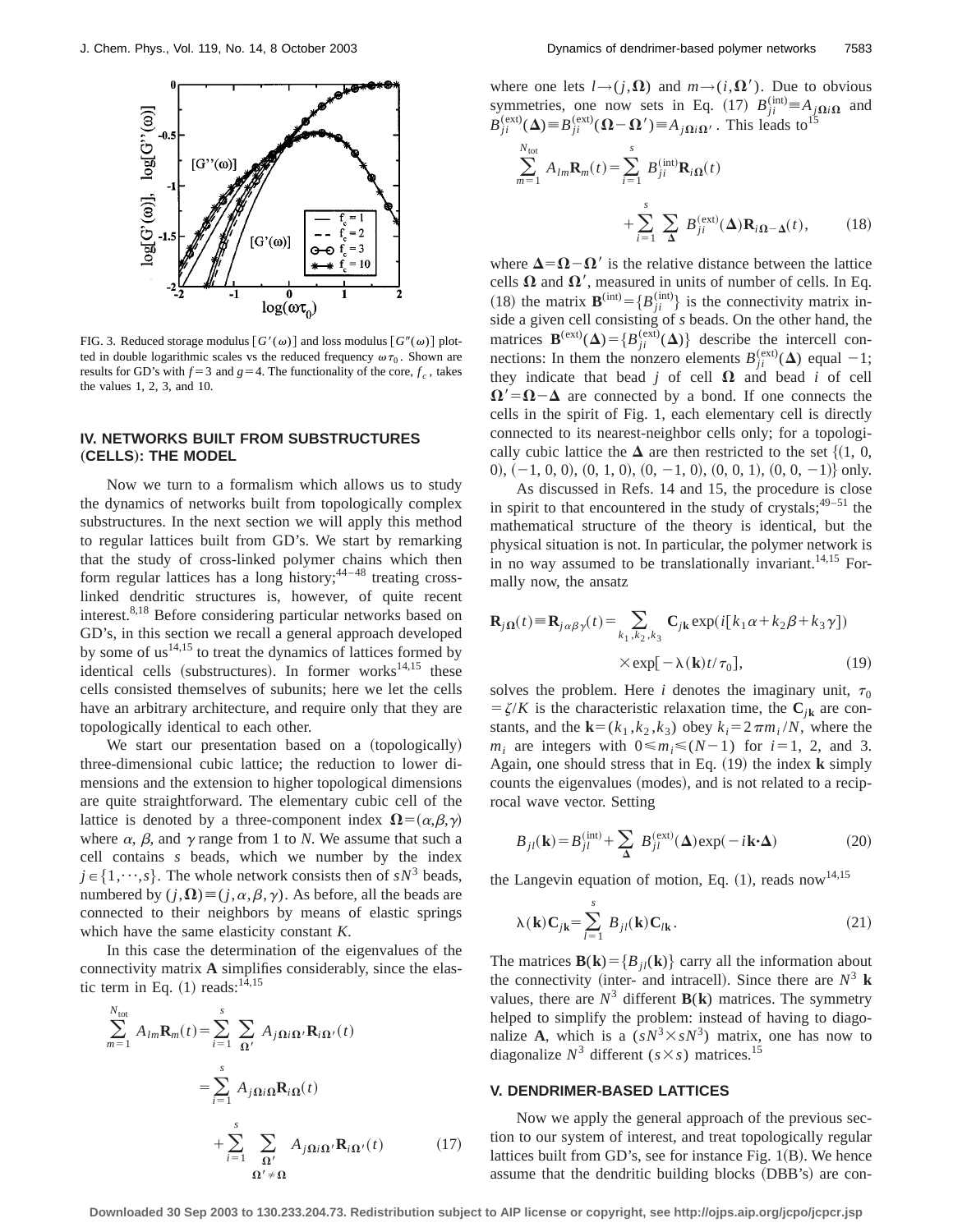FIG. 3. Reduced storage modulus $[G'(\omega)]$ and loss modulus $[G''(\omega)]$ plotted in double logarithmic scales vs the reduced frequency $\omega\tau_0$. Shown are results for GD's with $f=3$ and $g=4$. The functionality of the core, $f_c$, takes the values 1, 2, 3, and 10.

## IV. NETWORKS BUILT FROM SUBSTRUCTURES (CELLS): THE MODEL

Now we turn to a formalism which allows us to study the dynamics of networks built from topologically complex substructures. In the next section we will apply this method to regular lattices built from GD's. We start by remarking that the study of cross-linked polymer chains which then form regular lattices has a long history;[44–48] treating cross-linked dendritic structures is, however, of quite recent interest.[8,18] Before considering particular networks based on GD's, in this section we recall a general approach developed by some of us[14,15] to treat the dynamics of lattices formed by identical cells (substructures). In former works[14,15] these cells consisted themselves of subunits; here we let the cells have an arbitrary architecture, and require only that they are topologically identical to each other.

We start our presentation based on a (topologically) three-dimensional cubic lattice; the reduction to lower dimensions and the extension to higher topological dimensions are quite straightforward. The elementary cubic cell of the lattice is denoted by a three-component index $\mathbf{\Omega}=(\alpha,\beta,\gamma)$ where $\alpha$, $\beta$, and $\gamma$ range from 1 to $N$. We assume that such a cell contains $s$ beads, which we number by the index $j\in\{1,\cdots,s\}$. The whole network consists then of $sN^3$ beads, numbered by $(j,\mathbf{\Omega})\equiv(j,\alpha,\beta,\gamma)$. As before, all the beads are connected to their neighbors by means of elastic springs which have the same elasticity constant $K$.

In this case the determination of the eigenvalues of the connectivity matrix $\mathbf{A}$ simplifies considerably, since the elastic term in Eq. (1) reads:[14,15]

$$
\begin{aligned}
\sum_{m=1}^{N_{\text{tot}}} A_{lm}\mathbf{R}_m(t) &= \sum_{i=1}^{s}\sum_{\mathbf{\Omega}'} A_{j\mathbf{\Omega} i\mathbf{\Omega}'}\mathbf{R}_{i\mathbf{\Omega}'}(t) \\
&= \sum_{i=1}^{s} A_{j\mathbf{\Omega} i\mathbf{\Omega}}\mathbf{R}_{i\mathbf{\Omega}}(t) \\
&\quad + \sum_{i=1}^{s}\sum_{\substack{\mathbf{\Omega}' \\ \mathbf{\Omega}'\neq\mathbf{\Omega}}} A_{j\mathbf{\Omega} i\mathbf{\Omega}'}\mathbf{R}_{i\mathbf{\Omega}'}(t)
\end{aligned}
\tag{17}
$$

where one lets $l\to(j,\mathbf{\Omega})$ and $m\to(i,\mathbf{\Omega}')$. Due to obvious symmetries, one now sets in Eq. (17) $B_{ji}^{(\text{int})}\equiv A_{j\mathbf{\Omega} i\mathbf{\Omega}}$ and $B_{ji}^{(\text{ext})}(\mathbf{\Delta})\equiv B_{ji}^{(\text{ext})}(\mathbf{\Omega}-\mathbf{\Omega}')\equiv A_{j\mathbf{\Omega} i\mathbf{\Omega}'}$. This leads to[15]

$$
\begin{aligned}
\sum_{m=1}^{N_{\text{tot}}} A_{lm}\mathbf{R}_m(t) &= \sum_{i=1}^{s} B_{ji}^{(\text{int})}\mathbf{R}_{i\mathbf{\Omega}}(t) \\
&\quad + \sum_{i=1}^{s}\sum_{\mathbf{\Delta}} B_{ji}^{(\text{ext})}(\mathbf{\Delta})\mathbf{R}_{i\mathbf{\Omega}-\mathbf{\Delta}}(t),
\end{aligned}
\tag{18}
$$

where $\mathbf{\Delta}=\mathbf{\Omega}-\mathbf{\Omega}'$ is the relative distance between the lattice cells $\mathbf{\Omega}$ and $\mathbf{\Omega}'$, measured in units of number of cells. In Eq. (18) the matrix $\mathbf{B}^{(\text{int})}=\{B_{ji}^{(\text{int})}\}$ is the connectivity matrix inside a given cell consisting of $s$ beads. On the other hand, the matrices $\mathbf{B}^{(\text{ext})}(\mathbf{\Delta})=\{B_{ji}^{(\text{ext})}(\mathbf{\Delta})\}$ describe the intercell connections: In them the nonzero elements $B_{ji}^{(\text{ext})}(\mathbf{\Delta})$ equal $-1$; they indicate that bead $j$ of cell $\mathbf{\Omega}$ and bead $i$ of cell $\mathbf{\Omega}'=\mathbf{\Omega}-\mathbf{\Delta}$ are connected by a bond. If one connects the cells in the spirit of Fig. 1, each elementary cell is directly connected to its nearest-neighbor cells only; for a topologically cubic lattice the $\mathbf{\Delta}$ are then restricted to the set $\{(1,0,0),(-1,0,0),(0,1,0),(0,-1,0),(0,0,1),(0,0,-1)\}$ only.

As discussed in Refs. 14 and 15, the procedure is close in spirit to that encountered in the study of crystals;[49–51] the mathematical structure of the theory is identical, but the physical situation is not. In particular, the polymer network is in no way assumed to be translationally invariant.[14,15] Formally now, the ansatz

$$
\begin{aligned}
\mathbf{R}_{j\mathbf{\Omega}}(t)\equiv\mathbf{R}_{j\alpha\beta\gamma}(t) &= \sum_{k_1,k_2,k_3}\mathbf{C}_{j\mathbf{k}}\exp(i[k_1\alpha+k_2\beta+k_3\gamma]) \\
&\quad\times\exp[-\lambda(\mathbf{k})t/\tau_0],
\end{aligned}
\tag{19}
$$

solves the problem. Here $i$ denotes the imaginary unit, $\tau_0=\zeta/K$ is the characteristic relaxation time, the $\mathbf{C}_{j\mathbf{k}}$ are constants, and the $\mathbf{k}=(k_1,k_2,k_3)$ obey $k_i=2\pi m_i/N$, where the $m_i$ are integers with $0\leqslant m_i\leqslant(N-1)$ for $i=1$, 2, and 3. Again, one should stress that in Eq. (19) the index $\mathbf{k}$ simply counts the eigenvalues (modes), and is not related to a reciprocal wave vector. Setting

$$
B_{jl}(\mathbf{k})=B_{jl}^{(\text{int})}+\sum_{\mathbf{\Delta}} B_{jl}^{(\text{ext})}(\mathbf{\Delta})\exp(-i\mathbf{k}\cdot\mathbf{\Delta})
\tag{20}
$$

the Langevin equation of motion, Eq. (1), reads now[14,15]

$$
\lambda(\mathbf{k})\mathbf{C}_{j\mathbf{k}}=\sum_{l=1}^{s} B_{jl}(\mathbf{k})\mathbf{C}_{l\mathbf{k}}.
\tag{21}
$$

The matrices $\mathbf{B}(\mathbf{k})=\{B_{jl}(\mathbf{k})\}$ carry all the information about the connectivity (inter- and intracell). Since there are $N^3$ $\mathbf{k}$ values, there are $N^3$ different $\mathbf{B}(\mathbf{k})$ matrices. The symmetry helped to simplify the problem: instead of having to diagonalize $\mathbf{A}$, which is a $(sN^3\times sN^3)$ matrix, one has now to diagonalize $N^3$ different $(s\times s)$ matrices.[15]

## V. DENDRIMER-BASED LATTICES

Now we apply the general approach of the previous section to our system of interest, and treat topologically regular lattices built from GD's, see for instance Fig. 1(B). We hence assume that the dendritic building blocks (DBB's) are con-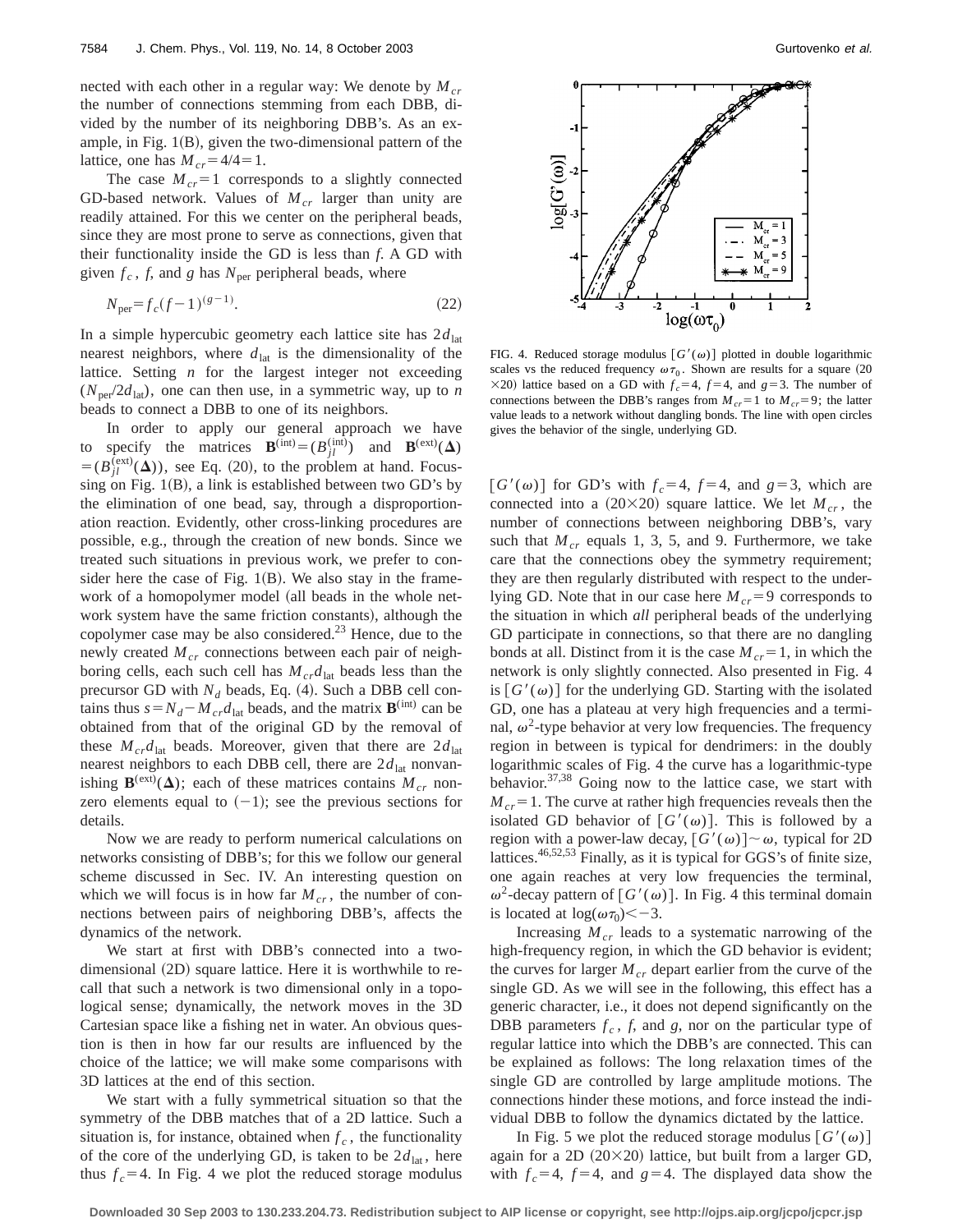nected with each other in a regular way: We denote by $M_{cr}$ the number of connections stemming from each DBB, divided by the number of its neighboring DBB's. As an example, in Fig. 1(B), given the two-dimensional pattern of the lattice, one has $M_{cr}=4/4=1$.

The case $M_{cr}=1$ corresponds to a slightly connected GD-based network. Values of $M_{cr}$ larger than unity are readily attained. For this we center on the peripheral beads, since they are most prone to serve as connections, given that their functionality inside the GD is less than *f*. A GD with given $f_c$, *f*, and *g* has $N_{\text{per}}$ peripheral beads, where

$$N_{\text{per}}=f_c(f-1)^{(g-1)}. \tag{22}$$

In a simple hypercubic geometry each lattice site has $2d_{\text{lat}}$ nearest neighbors, where $d_{\text{lat}}$ is the dimensionality of the lattice. Setting *n* for the largest integer not exceeding $(N_{\text{per}}/2d_{\text{lat}})$, one can then use, in a symmetric way, up to *n* beads to connect a DBB to one of its neighbors.

In order to apply our general approach we have to specify the matrices $\mathbf{B}^{(\text{int})}=(B_{jl}^{(\text{int})})$ and $\mathbf{B}^{(\text{ext})}(\mathbf{\Delta})=(B_{jl}^{(\text{ext})}(\mathbf{\Delta}))$, see Eq. (20), to the problem at hand. Focussing on Fig. 1(B), a link is established between two GD's by the elimination of one bead, say, through a disproportionation reaction. Evidently, other cross-linking procedures are possible, e.g., through the creation of new bonds. Since we treated such situations in previous work, we prefer to consider here the case of Fig. 1(B). We also stay in the framework of a homopolymer model (all beads in the whole network system have the same friction constants), although the copolymer case may be also considered.[23] Hence, due to the newly created $M_{cr}$ connections between each pair of neighboring cells, each such cell has $M_{cr}d_{\text{lat}}$ beads less than the precursor GD with $N_d$ beads, Eq. (4). Such a DBB cell contains thus $s=N_d-M_{cr}d_{\text{lat}}$ beads, and the matrix $\mathbf{B}^{(\text{int})}$ can be obtained from that of the original GD by the removal of these $M_{cr}d_{\text{lat}}$ beads. Moreover, given that there are $2d_{\text{lat}}$ nearest neighbors to each DBB cell, there are $2d_{\text{lat}}$ nonvanishing $\mathbf{B}^{(\text{ext})}(\mathbf{\Delta})$; each of these matrices contains $M_{cr}$ nonzero elements equal to $(-1)$; see the previous sections for details.

Now we are ready to perform numerical calculations on networks consisting of DBB's; for this we follow our general scheme discussed in Sec. IV. An interesting question on which we will focus is in how far $M_{cr}$, the number of connections between pairs of neighboring DBB's, affects the dynamics of the network.

We start at first with DBB's connected into a two-dimensional (2D) square lattice. Here it is worthwhile to recall that such a network is two dimensional only in a topological sense; dynamically, the network moves in the 3D Cartesian space like a fishing net in water. An obvious question is then in how far our results are influenced by the choice of the lattice; we will make some comparisons with 3D lattices at the end of this section.

We start with a fully symmetrical situation so that the symmetry of the DBB matches that of a 2D lattice. Such a situation is, for instance, obtained when $f_c$, the functionality of the core of the underlying GD, is taken to be $2d_{\text{lat}}$, here thus $f_c=4$. In Fig. 4 we plot the reduced storage modulus $[G'(\omega)]$ for GD's with $f_c=4$, $f=4$, and $g=3$, which are connected into a $(20\times 20)$ square lattice. We let $M_{cr}$, the number of connections between neighboring DBB's, vary such that $M_{cr}$ equals 1, 3, 5, and 9. Furthermore, we take care that the connections obey the symmetry requirement; they are then regularly distributed with respect to the underlying GD. Note that in our case here $M_{cr}=9$ corresponds to the situation in which *all* peripheral beads of the underlying GD participate in connections, so that there are no dangling bonds at all. Distinct from it is the case $M_{cr}=1$, in which the network is only slightly connected. Also presented in Fig. 4 is $[G'(\omega)]$ for the underlying GD. Starting with the isolated GD, one has a plateau at very high frequencies and a terminal, $\omega^2$-type behavior at very low frequencies. The frequency region in between is typical for dendrimers: in the doubly logarithmic scales of Fig. 4 the curve has a logarithmic-type behavior.[37,38] Going now to the lattice case, we start with $M_{cr}=1$. The curve at rather high frequencies reveals then the isolated GD behavior of $[G'(\omega)]$. This is followed by a region with a power-law decay, $[G'(\omega)]\sim\omega$, typical for 2D lattices.[46,52,53] Finally, as it is typical for GGS's of finite size, one again reaches at very low frequencies the terminal, $\omega^2$-decay pattern of $[G'(\omega)]$. In Fig. 4 this terminal domain is located at $\log(\omega\tau_0)<-3$.

Increasing $M_{cr}$ leads to a systematic narrowing of the high-frequency region, in which the GD behavior is evident; the curves for larger $M_{cr}$ depart earlier from the curve of the single GD. As we will see in the following, this effect has a generic character, i.e., it does not depend significantly on the DBB parameters $f_c$, *f*, and *g*, nor on the particular type of regular lattice into which the DBB's are connected. This can be explained as follows: The long relaxation times of the single GD are controlled by large amplitude motions. The connections hinder these motions, and force instead the individual DBB to follow the dynamics dictated by the lattice.

In Fig. 5 we plot the reduced storage modulus $[G'(\omega)]$ again for a 2D $(20\times 20)$ lattice, but built from a larger GD, with $f_c=4$, $f=4$, and $g=4$. The displayed data show the

FIG. 4. Reduced storage modulus $[G'(\omega)]$ plotted in double logarithmic scales vs the reduced frequency $\omega\tau_0$. Shown are results for a square $(20\times 20)$ lattice based on a GD with $f_c=4$, $f=4$, and $g=3$. The number of connections between the DBB's ranges from $M_{cr}=1$ to $M_{cr}=9$; the latter value leads to a network without dangling bonds. The line with open circles gives the behavior of the single, underlying GD.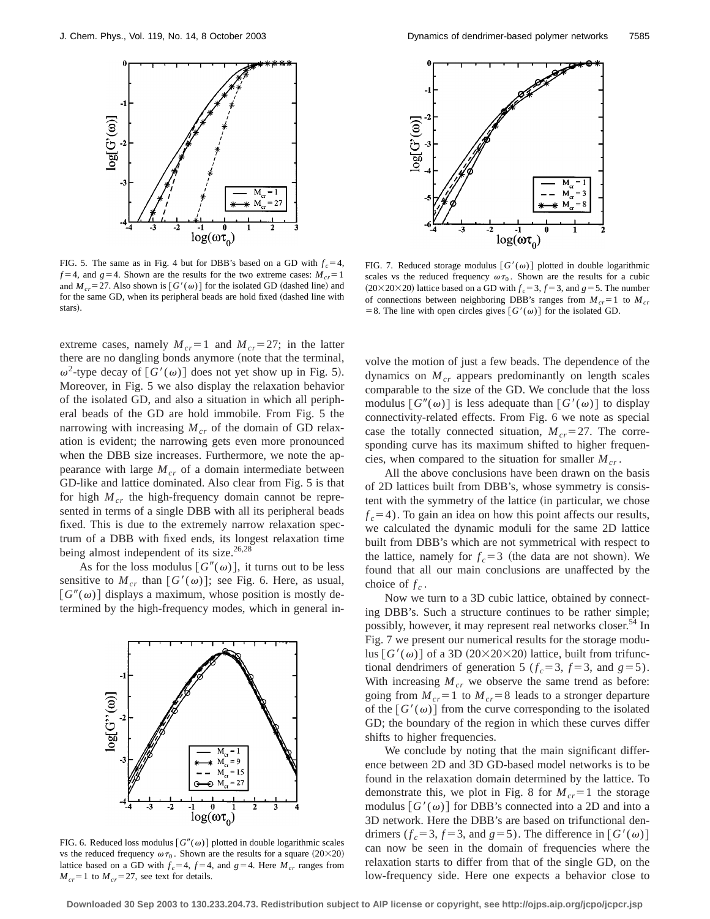FIG. 5. The same as in Fig. 4 but for DBB's based on a GD with $f_c=4$, $f=4$, and $g=4$. Shown are the results for the two extreme cases: $M_{cr}=1$ and $M_{cr}=27$. Also shown is $[G'(\omega)]$ for the isolated GD (dashed line) and for the same GD, when its peripheral beads are hold fixed (dashed line with stars).

FIG. 7. Reduced storage modulus $[G'(\omega)]$ plotted in double logarithmic scales vs the reduced frequency $\omega\tau_0$. Shown are the results for a cubic $(20\times20\times20)$ lattice based on a GD with $f_c=3$, $f=3$, and $g=5$. The number of connections between neighboring DBB's ranges from $M_{cr}=1$ to $M_{cr}=8$. The line with open circles gives $[G'(\omega)]$ for the isolated GD.

extreme cases, namely $M_{cr}=1$ and $M_{cr}=27$; in the latter there are no dangling bonds anymore (note that the terminal, $\omega^2$-type decay of $[G'(\omega)]$ does not yet show up in Fig. 5). Moreover, in Fig. 5 we also display the relaxation behavior of the isolated GD, and also a situation in which all peripheral beads of the GD are hold immobile. From Fig. 5 the narrowing with increasing $M_{cr}$ of the domain of GD relaxation is evident; the narrowing gets even more pronounced when the DBB size increases. Furthermore, we note the appearance with large $M_{cr}$ of a domain intermediate between GD-like and lattice dominated. Also clear from Fig. 5 is that for high $M_{cr}$ the high-frequency domain cannot be represented in terms of a single DBB with all its peripheral beads fixed. This is due to the extremely narrow relaxation spectrum of a DBB with fixed ends, its longest relaxation time being almost independent of its size.[26,28]

As for the loss modulus $[G''(\omega)]$, it turns out to be less sensitive to $M_{cr}$ than $[G'(\omega)]$; see Fig. 6. Here, as usual, $[G''(\omega)]$ displays a maximum, whose position is mostly determined by the high-frequency modes, which in general involve the motion of just a few beads. The dependence of the dynamics on $M_{cr}$ appears predominantly on length scales comparable to the size of the GD. We conclude that the loss modulus $[G''(\omega)]$ is less adequate than $[G'(\omega)]$ to display connectivity-related effects. From Fig. 6 we note as special case the totally connected situation, $M_{cr}=27$. The corresponding curve has its maximum shifted to higher frequencies, when compared to the situation for smaller $M_{cr}$.

FIG. 6. Reduced loss modulus $[G''(\omega)]$ plotted in double logarithmic scales vs the reduced frequency $\omega\tau_0$. Shown are the results for a square $(20\times20)$ lattice based on a GD with $f_c=4$, $f=4$, and $g=4$. Here $M_{cr}$ ranges from $M_{cr}=1$ to $M_{cr}=27$, see text for details.

All the above conclusions have been drawn on the basis of 2D lattices built from DBB's, whose symmetry is consistent with the symmetry of the lattice (in particular, we chose $f_c=4$). To gain an idea on how this point affects our results, we calculated the dynamic moduli for the same 2D lattice built from DBB's which are not symmetrical with respect to the lattice, namely for $f_c=3$ (the data are not shown). We found that all our main conclusions are unaffected by the choice of $f_c$.

Now we turn to a 3D cubic lattice, obtained by connecting DBB's. Such a structure continues to be rather simple; possibly, however, it may represent real networks closer.[54] In Fig. 7 we present our numerical results for the storage modulus $[G'(\omega)]$ of a 3D $(20\times20\times20)$ lattice, built from trifunctional dendrimers of generation 5 ($f_c=3$, $f=3$, and $g=5$). With increasing $M_{cr}$ we observe the same trend as before: going from $M_{cr}=1$ to $M_{cr}=8$ leads to a stronger departure of the $[G'(\omega)]$ from the curve corresponding to the isolated GD; the boundary of the region in which these curves differ shifts to higher frequencies.

We conclude by noting that the main significant difference between 2D and 3D GD-based model networks is to be found in the relaxation domain determined by the lattice. To demonstrate this, we plot in Fig. 8 for $M_{cr}=1$ the storage modulus $[G'(\omega)]$ for DBB's connected into a 2D and into a 3D network. Here the DBB's are based on trifunctional dendrimers ($f_c=3$, $f=3$, and $g=5$). The difference in $[G'(\omega)]$ can now be seen in the domain of frequencies where the relaxation starts to differ from that of the single GD, on the low-frequency side. Here one expects a behavior close to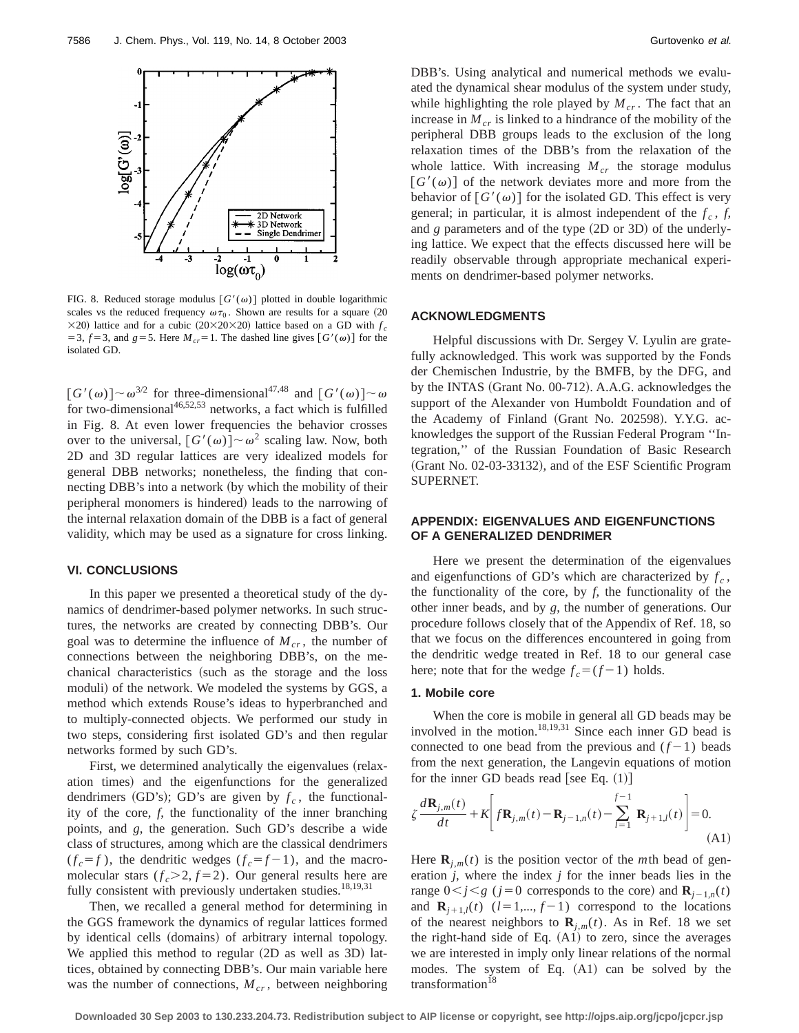FIG. 8. Reduced storage modulus $[G'(\omega)]$ plotted in double logarithmic scales vs the reduced frequency $\omega\tau_0$. Shown are results for a square (20 $\times$20) lattice and for a cubic (20$\times$20$\times$20) lattice based on a GD with $f_c = 3$, $f = 3$, and $g = 5$. Here $M_{cr} = 1$. The dashed line gives $[G'(\omega)]$ for the isolated GD.

$[G'(\omega)] \sim \omega^{3/2}$ for three-dimensional[47,48] and $[G'(\omega)] \sim \omega$ for two-dimensional[46,52,53] networks, a fact which is fulfilled in Fig. 8. At even lower frequencies the behavior crosses over to the universal, $[G'(\omega)] \sim \omega^2$ scaling law. Now, both 2D and 3D regular lattices are very idealized models for general DBB networks; nonetheless, the finding that connecting DBB's into a network (by which the mobility of their peripheral monomers is hindered) leads to the narrowing of the internal relaxation domain of the DBB is a fact of general validity, which may be used as a signature for cross linking.

## VI. CONCLUSIONS

In this paper we presented a theoretical study of the dynamics of dendrimer-based polymer networks. In such structures, the networks are created by connecting DBB's. Our goal was to determine the influence of $M_{cr}$, the number of connections between the neighboring DBB's, on the mechanical characteristics (such as the storage and the loss moduli) of the network. We modeled the systems by GGS, a method which extends Rouse's ideas to hyperbranched and to multiply-connected objects. We performed our study in two steps, considering first isolated GD's and then regular networks formed by such GD's.

First, we determined analytically the eigenvalues (relaxation times) and the eigenfunctions for the generalized dendrimers (GD's); GD's are given by $f_c$, the functionality of the core, $f$, the functionality of the inner branching points, and $g$, the generation. Such GD's describe a wide class of structures, among which are the classical dendrimers ($f_c = f$), the dendritic wedges ($f_c = f - 1$), and the macromolecular stars ($f_c > 2$, $f = 2$). Our general results here are fully consistent with previously undertaken studies.[18,19,31]

Then, we recalled a general method for determining in the GGS framework the dynamics of regular lattices formed by identical cells (domains) of arbitrary internal topology. We applied this method to regular (2D as well as 3D) lattices, obtained by connecting DBB's. Our main variable here was the number of connections, $M_{cr}$, between neighboring DBB's. Using analytical and numerical methods we evaluated the dynamical shear modulus of the system under study, while highlighting the role played by $M_{cr}$. The fact that an increase in $M_{cr}$ is linked to a hindrance of the mobility of the peripheral DBB groups leads to the exclusion of the long relaxation times of the DBB's from the relaxation of the whole lattice. With increasing $M_{cr}$ the storage modulus $[G'(\omega)]$ of the network deviates more and more from the behavior of $[G'(\omega)]$ for the isolated GD. This effect is very general; in particular, it is almost independent of the $f_c$, $f$, and $g$ parameters and of the type (2D or 3D) of the underlying lattice. We expect that the effects discussed here will be readily observable through appropriate mechanical experiments on dendrimer-based polymer networks.

## ACKNOWLEDGMENTS

Helpful discussions with Dr. Sergey V. Lyulin are gratefully acknowledged. This work was supported by the Fonds der Chemischen Industrie, by the BMFB, by the DFG, and by the INTAS (Grant No. 00-712). A.A.G. acknowledges the support of the Alexander von Humboldt Foundation and of the Academy of Finland (Grant No. 202598). Y.Y.G. acknowledges the support of the Russian Federal Program ''Integration,'' of the Russian Foundation of Basic Research (Grant No. 02-03-33132), and of the ESF Scientific Program SUPERNET.

## APPENDIX: EIGENVALUES AND EIGENFUNCTIONS OF A GENERALIZED DENDRIMER

Here we present the determination of the eigenvalues and eigenfunctions of GD's which are characterized by $f_c$, the functionality of the core, by $f$, the functionality of the other inner beads, and by $g$, the number of generations. Our procedure follows closely that of the Appendix of Ref. 18, so that we focus on the differences encountered in going from the dendritic wedge treated in Ref. 18 to our general case here; note that for the wedge $f_c = (f-1)$ holds.

### 1. Mobile core

When the core is mobile in general all GD beads may be involved in the motion.[18,19,31] Since each inner GD bead is connected to one bead from the previous and $(f-1)$ beads from the next generation, the Langevin equations of motion for the inner GD beads read [see Eq. (1)]

$$\zeta \frac{d\mathbf{R}_{j,m}(t)}{dt} + K\left[ f\mathbf{R}_{j,m}(t) - \mathbf{R}_{j-1,n}(t) - \sum_{l=1}^{f-1} \mathbf{R}_{j+1,l}(t) \right] = 0. \tag{A1}$$

Here $\mathbf{R}_{j,m}(t)$ is the position vector of the $m$th bead of generation $j$, where the index $j$ for the inner beads lies in the range $0 < j < g$ ($j = 0$ corresponds to the core) and $\mathbf{R}_{j-1,n}(t)$ and $\mathbf{R}_{j+1,l}(t)$ ($l = 1,..., f-1$) correspond to the locations of the nearest neighbors to $\mathbf{R}_{j,m}(t)$. As in Ref. 18 we set the right-hand side of Eq. (A1) to zero, since the averages we are interested in imply only linear relations of the normal modes. The system of Eq. (A1) can be solved by the transformation[18]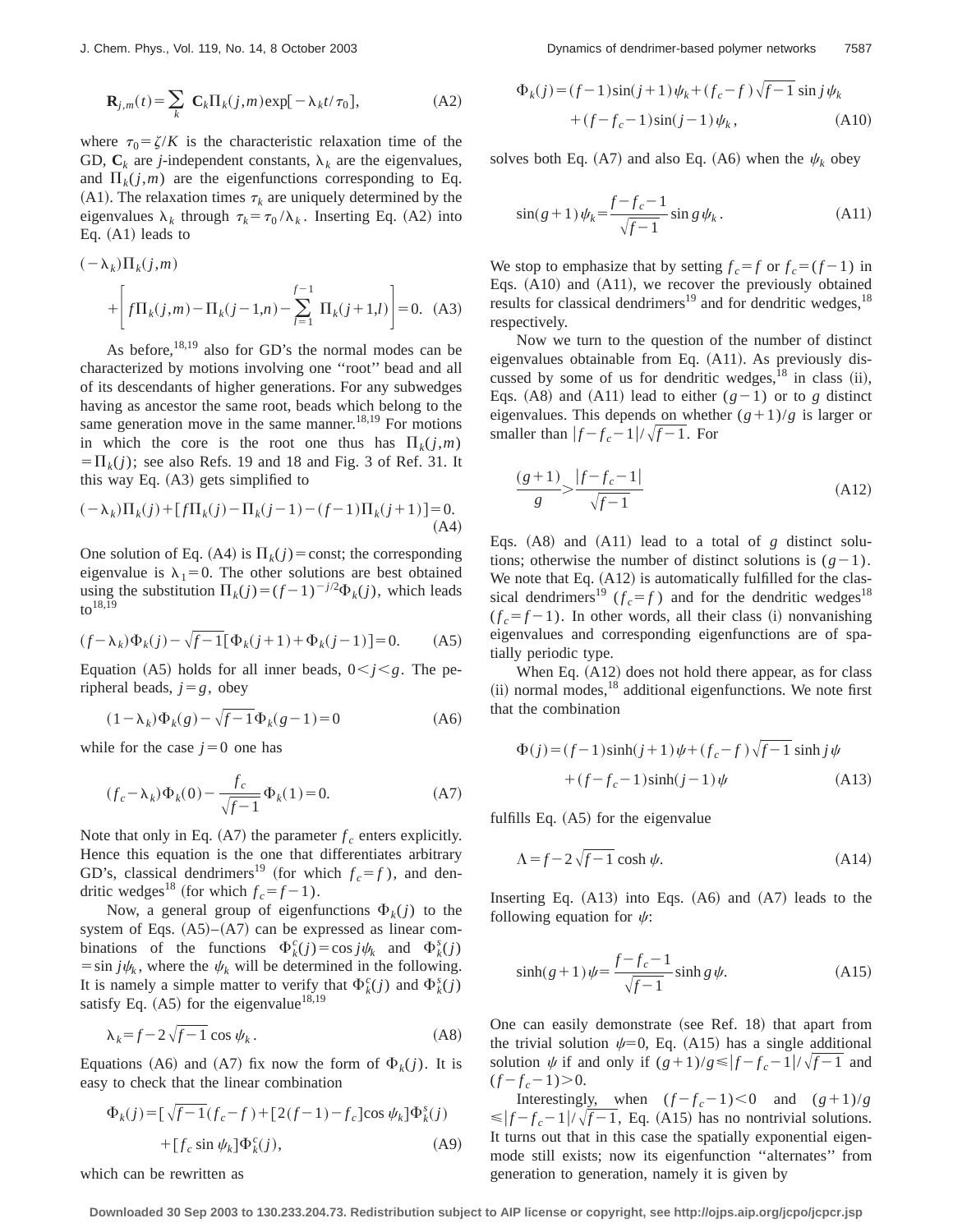$$\mathbf{R}_{j,m}(t) = \sum_k \mathbf{C}_k \Pi_k(j,m) \exp[-\lambda_k t/\tau_0], \tag{A2}$$

where $\tau_0 = \zeta/K$ is the characteristic relaxation time of the GD, $\mathbf{C}_k$ are $j$-independent constants, $\lambda_k$ are the eigenvalues, and $\Pi_k(j,m)$ are the eigenfunctions corresponding to Eq. (A1). The relaxation times $\tau_k$ are uniquely determined by the eigenvalues $\lambda_k$ through $\tau_k = \tau_0/\lambda_k$. Inserting Eq. (A2) into Eq. (A1) leads to

$$(-\lambda_k)\Pi_k(j,m) + \left[ f\Pi_k(j,m) - \Pi_k(j-1,n) - \sum_{l=1}^{f-1} \Pi_k(j+1,l) \right] = 0. \tag{A3}$$

As before,[18,19] also for GD's the normal modes can be characterized by motions involving one "root" bead and all of its descendants of higher generations. For any subwedges having as ancestor the same root, beads which belong to the same generation move in the same manner.[18,19] For motions in which the core is the root one thus has $\Pi_k(j,m) = \Pi_k(j)$; see also Refs. 19 and 18 and Fig. 3 of Ref. 31. It this way Eq. (A3) gets simplified to

$$(-\lambda_k)\Pi_k(j) + [f\Pi_k(j) - \Pi_k(j-1) - (f-1)\Pi_k(j+1)] = 0. \tag{A4}$$

One solution of Eq. (A4) is $\Pi_k(j) = \text{const}$; the corresponding eigenvalue is $\lambda_1 = 0$. The other solutions are best obtained using the substitution $\Pi_k(j) = (f-1)^{-j/2}\Phi_k(j)$, which leads to[18,19]

$$(f-\lambda_k)\Phi_k(j) - \sqrt{f-1}[\Phi_k(j+1) + \Phi_k(j-1)] = 0. \tag{A5}$$

Equation (A5) holds for all inner beads, $0 < j < g$. The peripheral beads, $j = g$, obey

$$(1-\lambda_k)\Phi_k(g) - \sqrt{f-1}\Phi_k(g-1) = 0 \tag{A6}$$

while for the case $j = 0$ one has

$$(f_c - \lambda_k)\Phi_k(0) - \frac{f_c}{\sqrt{f-1}}\Phi_k(1) = 0. \tag{A7}$$

Note that only in Eq. (A7) the parameter $f_c$ enters explicitly. Hence this equation is the one that differentiates arbitrary GD's, classical dendrimers[19] (for which $f_c = f$), and dendritic wedges[18] (for which $f_c = f-1$).

Now, a general group of eigenfunctions $\Phi_k(j)$ to the system of Eqs. (A5)–(A7) can be expressed as linear combinations of the functions $\Phi_k^c(j) = \cos j\psi_k$ and $\Phi_k^s(j) = \sin j\psi_k$, where the $\psi_k$ will be determined in the following. It is namely a simple matter to verify that $\Phi_k^c(j)$ and $\Phi_k^s(j)$ satisfy Eq. (A5) for the eigenvalue[18,19]

$$\lambda_k = f - 2\sqrt{f-1}\cos\psi_k. \tag{A8}$$

Equations (A6) and (A7) fix now the form of $\Phi_k(j)$. It is easy to check that the linear combination

$$\Phi_k(j) = [\sqrt{f-1}(f_c - f) + [2(f-1) - f_c]\cos\psi_k]\Phi_k^s(j) + [f_c \sin\psi_k]\Phi_k^c(j), \tag{A9}$$

which can be rewritten as

$$\Phi_k(j) = (f-1)\sin(j+1)\psi_k + (f_c - f)\sqrt{f-1}\sin j\psi_k + (f - f_c - 1)\sin(j-1)\psi_k, \tag{A10}$$

solves both Eq. (A7) and also Eq. (A6) when the $\psi_k$ obey

$$\sin(g+1)\psi_k = \frac{f - f_c - 1}{\sqrt{f-1}}\sin g\psi_k. \tag{A11}$$

We stop to emphasize that by setting $f_c = f$ or $f_c = (f-1)$ in Eqs. (A10) and (A11), we recover the previously obtained results for classical dendrimers[19] and for dendritic wedges,[18] respectively.

Now we turn to the question of the number of distinct eigenvalues obtainable from Eq. (A11). As previously discussed by some of us for dendritic wedges,[18] in class (ii), Eqs. (A8) and (A11) lead to either $(g-1)$ or to $g$ distinct eigenvalues. This depends on whether $(g+1)/g$ is larger or smaller than $|f - f_c - 1|/\sqrt{f-1}$. For

$$\frac{(g+1)}{g} > \frac{|f - f_c - 1|}{\sqrt{f-1}} \tag{A12}$$

Eqs. (A8) and (A11) lead to a total of $g$ distinct solutions; otherwise the number of distinct solutions is $(g-1)$. We note that Eq. (A12) is automatically fulfilled for the classical dendrimers[19] ($f_c = f$) and for the dendritic wedges[18] ($f_c = f-1$). In other words, all their class (i) nonvanishing eigenvalues and corresponding eigenfunctions are of spatially periodic type.

When Eq. (A12) does not hold there appear, as for class (ii) normal modes,[18] additional eigenfunctions. We note first that the combination

$$\Phi(j) = (f-1)\sinh(j+1)\psi + (f_c - f)\sqrt{f-1}\sinh j\psi + (f - f_c - 1)\sinh(j-1)\psi \tag{A13}$$

fulfills Eq. (A5) for the eigenvalue

$$\Lambda = f - 2\sqrt{f-1}\cosh\psi. \tag{A14}$$

Inserting Eq. (A13) into Eqs. (A6) and (A7) leads to the following equation for $\psi$:

$$\sinh(g+1)\psi = \frac{f - f_c - 1}{\sqrt{f-1}}\sinh g\psi. \tag{A15}$$

One can easily demonstrate (see Ref. 18) that apart from the trivial solution $\psi = 0$, Eq. (A15) has a single additional solution $\psi$ if and only if $(g+1)/g \leq |f - f_c - 1|/\sqrt{f-1}$ and $(f - f_c - 1) > 0$.

Interestingly, when $(f - f_c - 1) < 0$ and $(g+1)/g \leq |f - f_c - 1|/\sqrt{f-1}$, Eq. (A15) has no nontrivial solutions. It turns out that in this case the spatially exponential eigenmode still exists; now its eigenfunction "alternates" from generation to generation, namely it is given by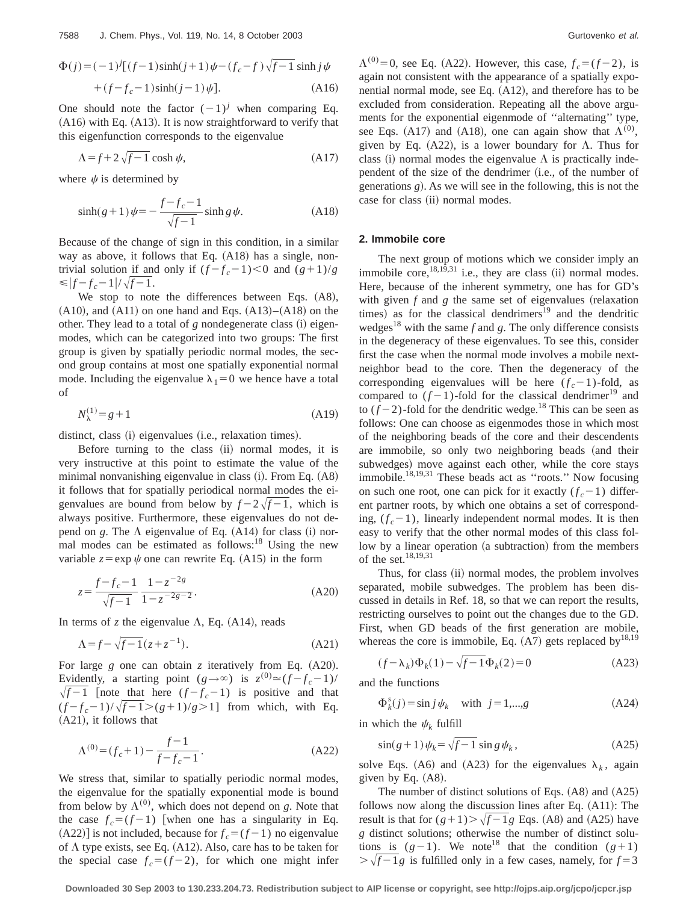$$\Phi(j)=(-1)^j[(f-1)\sinh(j+1)\psi-(f_c-f)\sqrt{f-1}\sinh j\psi + (f-f_c-1)\sinh(j-1)\psi]. \tag{A16}$$

One should note the factor $(-1)^j$ when comparing Eq. (A16) with Eq. (A13). It is now straightforward to verify that this eigenfunction corresponds to the eigenvalue

$$\Lambda = f + 2\sqrt{f-1}\cosh\psi, \tag{A17}$$

where $\psi$ is determined by

$$\sinh(g+1)\psi = -\frac{f-f_c-1}{\sqrt{f-1}}\sinh g\psi. \tag{A18}$$

Because of the change of sign in this condition, in a similar way as above, it follows that Eq. (A18) has a single, nontrivial solution if and only if $(f-f_c-1)<0$ and $(g+1)/g \leqslant |f-f_c-1|/\sqrt{f-1}$.

We stop to note the differences between Eqs. (A8), (A10), and (A11) on one hand and Eqs. (A13)–(A18) on the other. They lead to a total of $g$ nondegenerate class (i) eigenmodes, which can be categorized into two groups: The first group is given by spatially periodic normal modes, the second group contains at most one spatially exponential normal mode. Including the eigenvalue $\lambda_1=0$ we hence have a total of

$$N_\lambda^{(1)} = g+1 \tag{A19}$$

distinct, class (i) eigenvalues (i.e., relaxation times).

Before turning to the class (ii) normal modes, it is very instructive at this point to estimate the value of the minimal nonvanishing eigenvalue in class (i). From Eq. (A8) it follows that for spatially periodical normal modes the eigenvalues are bound from below by $f-2\sqrt{f-1}$, which is always positive. Furthermore, these eigenvalues do not depend on $g$. The $\Lambda$ eigenvalue of Eq. (A14) for class (i) normal modes can be estimated as follows:[18] Using the new variable $z=\exp\psi$ one can rewrite Eq. (A15) in the form

$$z = \frac{f-f_c-1}{\sqrt{f-1}}\,\frac{1-z^{-2g}}{1-z^{-2g-2}}. \tag{A20}$$

In terms of $z$ the eigenvalue $\Lambda$, Eq. (A14), reads

$$\Lambda = f - \sqrt{f-1}(z+z^{-1}). \tag{A21}$$

For large $g$ one can obtain $z$ iteratively from Eq. (A20). Evidently, a starting point $(g\to\infty)$ is $z^{(0)} \simeq (f-f_c-1)/\sqrt{f-1}$ [note that here $(f-f_c-1)$ is positive and that $(f-f_c-1)/\sqrt{f-1} > (g+1)/g > 1$] from which, with Eq. (A21), it follows that

$$\Lambda^{(0)} = (f_c+1) - \frac{f-1}{f-f_c-1}. \tag{A22}$$

We stress that, similar to spatially periodic normal modes, the eigenvalue for the spatially exponential mode is bound from below by $\Lambda^{(0)}$, which does not depend on $g$. Note that the case $f_c=(f-1)$ [when one has a singularity in Eq. (A22)] is not included, because for $f_c=(f-1)$ no eigenvalue of $\Lambda$ type exists, see Eq. (A12). Also, care has to be taken for the special case $f_c=(f-2)$, for which one might infer $\Lambda^{(0)}=0$, see Eq. (A22). However, this case, $f_c=(f-2)$, is again not consistent with the appearance of a spatially exponential normal mode, see Eq. (A12), and therefore has to be excluded from consideration. Repeating all the above arguments for the exponential eigenmode of "alternating" type, see Eqs. (A17) and (A18), one can again show that $\Lambda^{(0)}$, given by Eq. (A22), is a lower boundary for $\Lambda$. Thus for class (i) normal modes the eigenvalue $\Lambda$ is practically independent of the size of the dendrimer (i.e., of the number of generations $g$). As we will see in the following, this is not the case for class (ii) normal modes.

### 2. Immobile core

The next group of motions which we consider imply an immobile core,[18,19,31] i.e., they are class (ii) normal modes. Here, because of the inherent symmetry, one has for GD's with given $f$ and $g$ the same set of eigenvalues (relaxation times) as for the classical dendrimers[19] and the dendritic wedges[18] with the same $f$ and $g$. The only difference consists in the degeneracy of these eigenvalues. To see this, consider first the case when the normal mode involves a mobile next-neighbor bead to the core. Then the degeneracy of the corresponding eigenvalues will be here $(f_c-1)$-fold, as compared to $(f-1)$-fold for the classical dendrimer[19] and to $(f-2)$-fold for the dendritic wedge.[18] This can be seen as follows: One can choose as eigenmodes those in which most of the neighboring beads of the core and their descendents are immobile, so only two neighboring beads (and their subwedges) move against each other, while the core stays immobile.[18,19,31] These beads act as "roots." Now focusing on such one root, one can pick for it exactly $(f_c-1)$ different partner roots, by which one obtains a set of corresponding, $(f_c-1)$, linearly independent normal modes. It is then easy to verify that the other normal modes of this class follow by a linear operation (a subtraction) from the members of the set.[18,19,31]

Thus, for class (ii) normal modes, the problem involves separated, mobile subwedges. The problem has been discussed in details in Ref. 18, so that we can report the results, restricting ourselves to point out the changes due to the GD. First, when GD beads of the first generation are mobile, whereas the core is immobile, Eq. (A7) gets replaced by[18,19]

$$(f-\lambda_k)\Phi_k(1) - \sqrt{f-1}\,\Phi_k(2) = 0 \tag{A23}$$

and the functions

$$\Phi_k^s(j) = \sin j\psi_k \quad \text{with } j=1,\ldots,g \tag{A24}$$

in which the $\psi_k$ fulfill

$$\sin(g+1)\psi_k = \sqrt{f-1}\sin g\psi_k, \tag{A25}$$

solve Eqs. (A6) and (A23) for the eigenvalues $\lambda_k$, again given by Eq. (A8).

The number of distinct solutions of Eqs. (A8) and (A25) follows now along the discussion lines after Eq. (A11): The result is that for $(g+1) > \sqrt{f-1}g$ Eqs. (A8) and (A25) have $g$ distinct solutions; otherwise the number of distinct solutions is $(g-1)$. We note[18] that the condition $(g+1) > \sqrt{f-1}g$ is fulfilled only in a few cases, namely, for $f=3$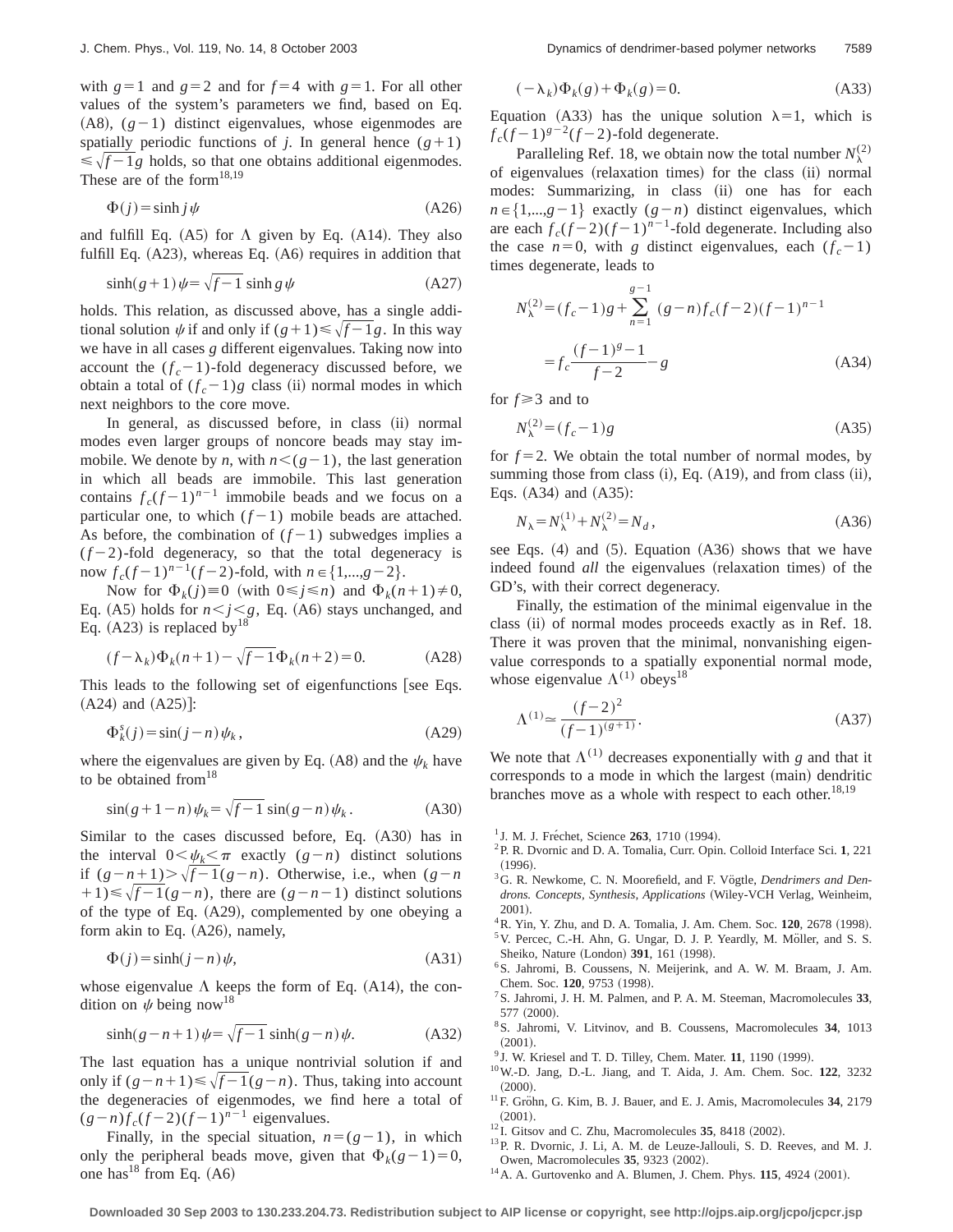with $g=1$ and $g=2$ and for $f=4$ with $g=1$. For all other values of the system's parameters we find, based on Eq. (A8), $(g-1)$ distinct eigenvalues, whose eigenmodes are spatially periodic functions of $j$. In general hence $(g+1) \leqslant \sqrt{f-1}g$ holds, so that one obtains additional eigenmodes. These are of the form[18,19]

$$\Phi(j)=\sinh j\psi \tag{A26}$$

and fulfill Eq. (A5) for $\Lambda$ given by Eq. (A14). They also fulfill Eq. (A23), whereas Eq. (A6) requires in addition that

$$\sinh(g+1)\psi=\sqrt{f-1}\sinh g\psi \tag{A27}$$

holds. This relation, as discussed above, has a single additional solution $\psi$ if and only if $(g+1)\leqslant\sqrt{f-1}g$. In this way we have in all cases $g$ different eigenvalues. Taking now into account the $(f_c-1)$-fold degeneracy discussed before, we obtain a total of $(f_c-1)g$ class (ii) normal modes in which next neighbors to the core move.

In general, as discussed before, in class (ii) normal modes even larger groups of noncore beads may stay immobile. We denote by $n$, with $n<(g-1)$, the last generation in which all beads are immobile. This last generation contains $f_c(f-1)^{n-1}$ immobile beads and we focus on a particular one, to which $(f-1)$ mobile beads are attached. As before, the combination of $(f-1)$ subwedges implies a $(f-2)$-fold degeneracy, so that the total degeneracy is now $f_c(f-1)^{n-1}(f-2)$-fold, with $n\in\{1,...,g-2\}$.

Now for $\Phi_k(j)\equiv 0$ (with $0\leqslant j\leqslant n$) and $\Phi_k(n+1)\neq 0$, Eq. (A5) holds for $n<j<g$, Eq. (A6) stays unchanged, and Eq. (A23) is replaced by[18]

$$(f-\lambda_k)\Phi_k(n+1)-\sqrt{f-1}\Phi_k(n+2)=0. \tag{A28}$$

This leads to the following set of eigenfunctions [see Eqs. (A24) and (A25)]:

$$\Phi_k^s(j)=\sin(j-n)\psi_k, \tag{A29}$$

where the eigenvalues are given by Eq. (A8) and the $\psi_k$ have to be obtained from[18]

$$\sin(g+1-n)\psi_k=\sqrt{f-1}\sin(g-n)\psi_k. \tag{A30}$$

Similar to the cases discussed before, Eq. (A30) has in the interval $0<\psi_k<\pi$ exactly $(g-n)$ distinct solutions if $(g-n+1)>\sqrt{f-1}(g-n)$. Otherwise, i.e., when $(g-n+1)\leqslant\sqrt{f-1}(g-n)$, there are $(g-n-1)$ distinct solutions of the type of Eq. (A29), complemented by one obeying a form akin to Eq. (A26), namely,

$$\Phi(j)=\sinh(j-n)\psi, \tag{A31}$$

whose eigenvalue $\Lambda$ keeps the form of Eq. (A14), the condition on $\psi$ being now[18]

$$\sinh(g-n+1)\psi=\sqrt{f-1}\sinh(g-n)\psi. \tag{A32}$$

The last equation has a unique nontrivial solution if and only if $(g-n+1)\leqslant\sqrt{f-1}(g-n)$. Thus, taking into account the degeneracies of eigenmodes, we find here a total of $(g-n)f_c(f-2)(f-1)^{n-1}$ eigenvalues.

Finally, in the special situation, $n=(g-1)$, in which only the peripheral beads move, given that $\Phi_k(g-1)=0$, one has[18] from Eq. (A6)

$$(-\lambda_k)\Phi_k(g)+\Phi_k(g)=0. \tag{A33}$$

Equation (A33) has the unique solution $\lambda=1$, which is $f_c(f-1)^{g-2}(f-2)$-fold degenerate.

Paralleling Ref. 18, we obtain now the total number $N_\lambda^{(2)}$ of eigenvalues (relaxation times) for the class (ii) normal modes: Summarizing, in class (ii) one has for each $n\in\{1,...,g-1\}$ exactly $(g-n)$ distinct eigenvalues, which are each $f_c(f-2)(f-1)^{n-1}$-fold degenerate. Including also the case $n=0$, with $g$ distinct eigenvalues, each $(f_c-1)$ times degenerate, leads to

$$N_\lambda^{(2)}=(f_c-1)g+\sum_{n=1}^{g-1}(g-n)f_c(f-2)(f-1)^{n-1}$$
$$=f_c\frac{(f-1)^g-1}{f-2}-g \tag{A34}$$

for $f\geqslant 3$ and to

$$N_\lambda^{(2)}=(f_c-1)g \tag{A35}$$

for $f=2$. We obtain the total number of normal modes, by summing those from class (i), Eq. (A19), and from class (ii), Eqs. (A34) and (A35):

$$N_\lambda=N_\lambda^{(1)}+N_\lambda^{(2)}=N_d, \tag{A36}$$

see Eqs. (4) and (5). Equation (A36) shows that we have indeed found *all* the eigenvalues (relaxation times) of the GD's, with their correct degeneracy.

Finally, the estimation of the minimal eigenvalue in the class (ii) of normal modes proceeds exactly as in Ref. 18. There it was proven that the minimal, nonvanishing eigenvalue corresponds to a spatially exponential normal mode, whose eigenvalue $\Lambda^{(1)}$ obeys[18]

$$\Lambda^{(1)}\simeq\frac{(f-2)^2}{(f-1)^{(g+1)}}. \tag{A37}$$

We note that $\Lambda^{(1)}$ decreases exponentially with $g$ and that it corresponds to a mode in which the largest (main) dendritic branches move as a whole with respect to each other.[18,19]

[1] J. M. J. Fréchet, Science **263**, 1710 (1994).
[2] P. R. Dvornic and D. A. Tomalia, Curr. Opin. Colloid Interface Sci. **1**, 221 (1996).
[3] G. R. Newkome, C. N. Moorefield, and F. Vögtle, *Dendrimers and Dendrons. Concepts, Synthesis, Applications* (Wiley-VCH Verlag, Weinheim, 2001).
[4] R. Yin, Y. Zhu, and D. A. Tomalia, J. Am. Chem. Soc. **120**, 2678 (1998).
[5] V. Percec, C.-H. Ahn, G. Ungar, D. J. P. Yeardly, M. Möller, and S. S. Sheiko, Nature (London) **391**, 161 (1998).
[6] S. Jahromi, B. Coussens, N. Meijerink, and A. W. M. Braam, J. Am. Chem. Soc. **120**, 9753 (1998).
[7] S. Jahromi, J. H. M. Palmen, and P. A. M. Steeman, Macromolecules **33**, 577 (2000).
[8] S. Jahromi, V. Litvinov, and B. Coussens, Macromolecules **34**, 1013 (2001).
[9] J. W. Kriesel and T. D. Tilley, Chem. Mater. **11**, 1190 (1999).
[10] W.-D. Jang, D.-L. Jiang, and T. Aida, J. Am. Chem. Soc. **122**, 3232 (2000).
[11] F. Gröhn, G. Kim, B. J. Bauer, and E. J. Amis, Macromolecules **34**, 2179 (2001).
[12] I. Gitsov and C. Zhu, Macromolecules **35**, 8418 (2002).
[13] P. R. Dvornic, J. Li, A. M. de Leuze-Jallouli, S. D. Reeves, and M. J. Owen, Macromolecules **35**, 9323 (2002).
[14] A. A. Gurtovenko and A. Blumen, J. Chem. Phys. **115**, 4924 (2001).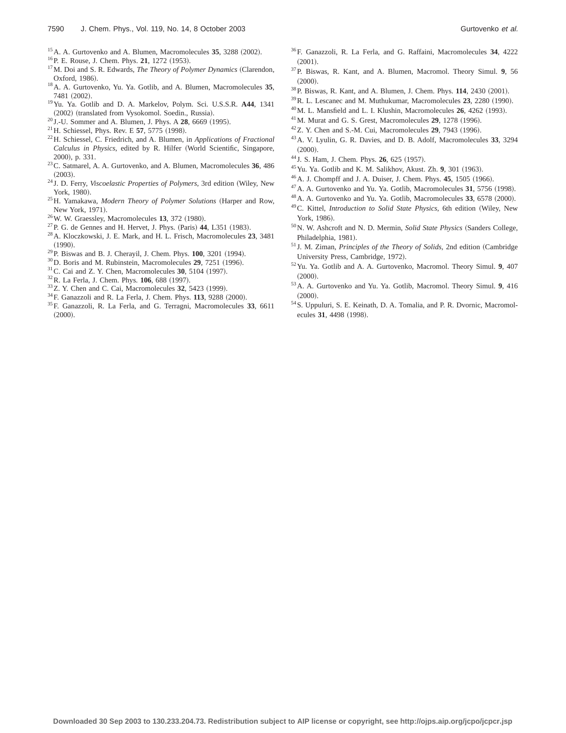[15] A. A. Gurtovenko and A. Blumen, Macromolecules **35**, 3288 (2002).
[16] P. E. Rouse, J. Chem. Phys. **21**, 1272 (1953).
[17] M. Doi and S. R. Edwards, *The Theory of Polymer Dynamics* (Clarendon, Oxford, 1986).
[18] A. A. Gurtovenko, Yu. Ya. Gotlib, and A. Blumen, Macromolecules **35**, 7481 (2002).
[19] Yu. Ya. Gotlib and D. A. Markelov, Polym. Sci. U.S.S.R. **A44**, 1341 (2002) (translated from Vysokomol. Soedin., Russia).
[20] J.-U. Sommer and A. Blumen, J. Phys. A **28**, 6669 (1995).
[21] H. Schiessel, Phys. Rev. E **57**, 5775 (1998).
[22] H. Schiessel, C. Friedrich, and A. Blumen, in *Applications of Fractional Calculus in Physics*, edited by R. Hilfer (World Scientific, Singapore, 2000), p. 331.
[23] C. Satmarel, A. A. Gurtovenko, and A. Blumen, Macromolecules **36**, 486 (2003).
[24] J. D. Ferry, *Viscoelastic Properties of Polymers*, 3rd edition (Wiley, New York, 1980).
[25] H. Yamakawa, *Modern Theory of Polymer Solutions* (Harper and Row, New York, 1971).
[26] W. W. Graessley, Macromolecules **13**, 372 (1980).
[27] P. G. de Gennes and H. Hervet, J. Phys. (Paris) **44**, L351 (1983).
[28] A. Kloczkowski, J. E. Mark, and H. L. Frisch, Macromolecules **23**, 3481 (1990).
[29] P. Biswas and B. J. Cherayil, J. Chem. Phys. **100**, 3201 (1994).
[30] D. Boris and M. Rubinstein, Macromolecules **29**, 7251 (1996).
[31] C. Cai and Z. Y. Chen, Macromolecules **30**, 5104 (1997).
[32] R. La Ferla, J. Chem. Phys. **106**, 688 (1997).
[33] Z. Y. Chen and C. Cai, Macromolecules **32**, 5423 (1999).
[34] F. Ganazzoli and R. La Ferla, J. Chem. Phys. **113**, 9288 (2000).
[35] F. Ganazzoli, R. La Ferla, and G. Terragni, Macromolecules **33**, 6611 (2000).
[36] F. Ganazzoli, R. La Ferla, and G. Raffaini, Macromolecules **34**, 4222 (2001).
[37] P. Biswas, R. Kant, and A. Blumen, Macromol. Theory Simul. **9**, 56 (2000).
[38] P. Biswas, R. Kant, and A. Blumen, J. Chem. Phys. **114**, 2430 (2001).
[39] R. L. Lescanec and M. Muthukumar, Macromolecules **23**, 2280 (1990).
[40] M. L. Mansfield and L. I. Klushin, Macromolecules **26**, 4262 (1993).
[41] M. Murat and G. S. Grest, Macromolecules **29**, 1278 (1996).
[42] Z. Y. Chen and S.-M. Cui, Macromolecules **29**, 7943 (1996).
[43] A. V. Lyulin, G. R. Davies, and D. B. Adolf, Macromolecules **33**, 3294 (2000).
[44] J. S. Ham, J. Chem. Phys. **26**, 625 (1957).
[45] Yu. Ya. Gotlib and K. M. Salikhov, Akust. Zh. **9**, 301 (1963).
[46] A. J. Chompff and J. A. Duiser, J. Chem. Phys. **45**, 1505 (1966).
[47] A. A. Gurtovenko and Yu. Ya. Gotlib, Macromolecules **31**, 5756 (1998).
[48] A. A. Gurtovenko and Yu. Ya. Gotlib, Macromolecules **33**, 6578 (2000).
[49] C. Kittel, *Introduction to Solid State Physics*, 6th edition (Wiley, New York, 1986).
[50] N. W. Ashcroft and N. D. Mermin, *Solid State Physics* (Sanders College, Philadelphia, 1981).
[51] J. M. Ziman, *Principles of the Theory of Solids*, 2nd edition (Cambridge University Press, Cambridge, 1972).
[52] Yu. Ya. Gotlib and A. A. Gurtovenko, Macromol. Theory Simul. **9**, 407 (2000).
[53] A. A. Gurtovenko and Yu. Ya. Gotlib, Macromol. Theory Simul. **9**, 416 (2000).
[54] S. Uppuluri, S. E. Keinath, D. A. Tomalia, and P. R. Dvornic, Macromolecules **31**, 4498 (1998).